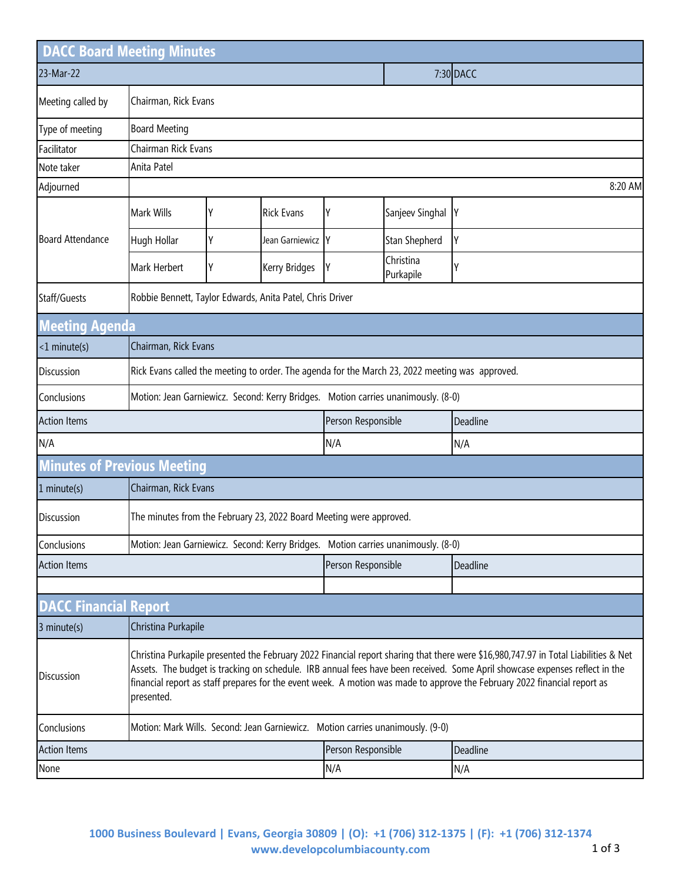# DACC Board Meeting Minutes

| 23-Mar-22 | 7:30 DACC |
|---|---|

| | |
|---|---|
| Meeting called by | Chairman, Rick Evans |
| Type of meeting | Board Meeting |
| Facilitator | Chairman Rick Evans |
| Note taker | Anita Patel |
| Adjourned | 8:20 AM |

**Board Attendance**

| | | | | | |
|---|---|---|---|---|---|
| Mark Wills | Y | Rick Evans | Y | Sanjeev Singhal | Y |
| Hugh Hollar | Y | Jean Garniewicz | Y | Stan Shepherd | Y |
| Mark Herbert | Y | Kerry Bridges | Y | Christina Purkapile | Y |

| | |
|---|---|
| Staff/Guests | Robbie Bennett, Taylor Edwards, Anita Patel, Chris Driver |

## Meeting Agenda

| | |
|---|---|
| <1 minute(s) | Chairman, Rick Evans |
| Discussion | Rick Evans called the meeting to order. The agenda for the March 23, 2022 meeting was approved. |
| Conclusions | Motion: Jean Garniewicz. Second: Kerry Bridges. Motion carries unanimously. (8-0) |

| Action Items | Person Responsible | Deadline |
|---|---|---|
| N/A | N/A | N/A |

## Minutes of Previous Meeting

| | |
|---|---|
| 1 minute(s) | Chairman, Rick Evans |
| Discussion | The minutes from the February 23, 2022 Board Meeting were approved. |
| Conclusions | Motion: Jean Garniewicz. Second: Kerry Bridges. Motion carries unanimously. (8-0) |

| Action Items | Person Responsible | Deadline |
|---|---|---|
| | | |

## DACC Financial Report

| | |
|---|---|
| 3 minute(s) | Christina Purkapile |
| Discussion | Christina Purkapile presented the February 2022 Financial report sharing that there were $16,980,747.97 in Total Liabilities & Net Assets. The budget is tracking on schedule. IRB annual fees have been received. Some April showcase expenses reflect in the financial report as staff prepares for the event week. A motion was made to approve the February 2022 financial report as presented. |
| Conclusions | Motion: Mark Wills. Second: Jean Garniewicz. Motion carries unanimously. (9-0) |

| Action Items | Person Responsible | Deadline |
|---|---|---|
| None | N/A | N/A |

1000 Business Boulevard | Evans, Georgia 30809 | (O): +1 (706) 312-1375 | (F): +1 (706) 312-1374
www.developcolumbiacounty.com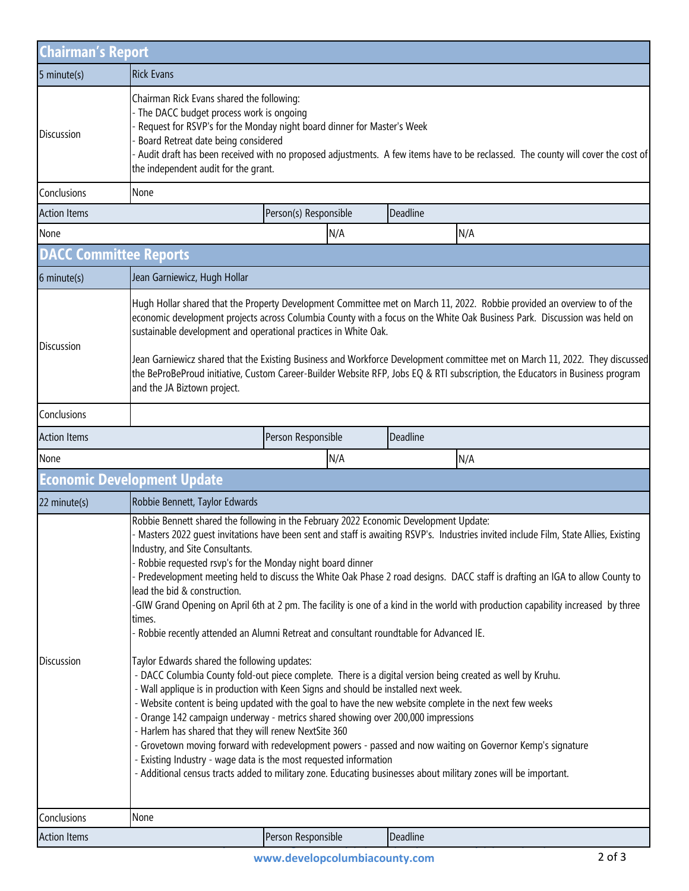## Chairman's Report

| 5 minute(s) | Rick Evans | | |
|---|---|---|---|
| Discussion | Chairman Rick Evans shared the following:<br>- The DACC budget process work is ongoing<br>- Request for RSVP's for the Monday night board dinner for Master's Week<br>- Board Retreat date being considered<br>- Audit draft has been received with no proposed adjustments. A few items have to be reclassed. The county will cover the cost of the independent audit for the grant. | | |
| Conclusions | None | | |
| Action Items | | Person(s) Responsible | Deadline |
| None | | N/A | N/A |

## DACC Committee Reports

| 6 minute(s) | Jean Garniewicz, Hugh Hollar | | |
|---|---|---|---|
| Discussion | Hugh Hollar shared that the Property Development Committee met on March 11, 2022. Robbie provided an overview to of the economic development projects across Columbia County with a focus on the White Oak Business Park. Discussion was held on sustainable development and operational practices in White Oak.<br><br>Jean Garniewicz shared that the Existing Business and Workforce Development committee met on March 11, 2022. They discussed the BeProBeProud initiative, Custom Career-Builder Website RFP, Jobs EQ & RTI subscription, the Educators in Business program and the JA Biztown project. | | |
| Conclusions | | | |
| Action Items | | Person Responsible | Deadline |
| None | | N/A | N/A |

## Economic Development Update

| 22 minute(s) | Robbie Bennett, Taylor Edwards | | |
|---|---|---|---|
| Discussion | Robbie Bennett shared the following in the February 2022 Economic Development Update:<br>- Masters 2022 guest invitations have been sent and staff is awaiting RSVP's. Industries invited include Film, State Allies, Existing Industry, and Site Consultants.<br>- Robbie requested rsvp's for the Monday night board dinner<br>- Predevelopment meeting held to discuss the White Oak Phase 2 road designs. DACC staff is drafting an IGA to allow County to lead the bid & construction.<br>-GIW Grand Opening on April 6th at 2 pm. The facility is one of a kind in the world with production capability increased by three times.<br>- Robbie recently attended an Alumni Retreat and consultant roundtable for Advanced IE.<br><br>Taylor Edwards shared the following updates:<br>- DACC Columbia County fold-out piece complete. There is a digital version being created as well by Kruhu.<br>- Wall applique is in production with Keen Signs and should be installed next week.<br>- Website content is being updated with the goal to have the new website complete in the next few weeks<br>- Orange 142 campaign underway - metrics shared showing over 200,000 impressions<br>- Harlem has shared that they will renew NextSite 360<br>- Grovetown moving forward with redevelopment powers - passed and now waiting on Governor Kemp's signature<br>- Existing Industry - wage data is the most requested information<br>- Additional census tracts added to military zone. Educating businesses about military zones will be important. | | |
| Conclusions | None | | |
| Action Items | | Person Responsible | Deadline |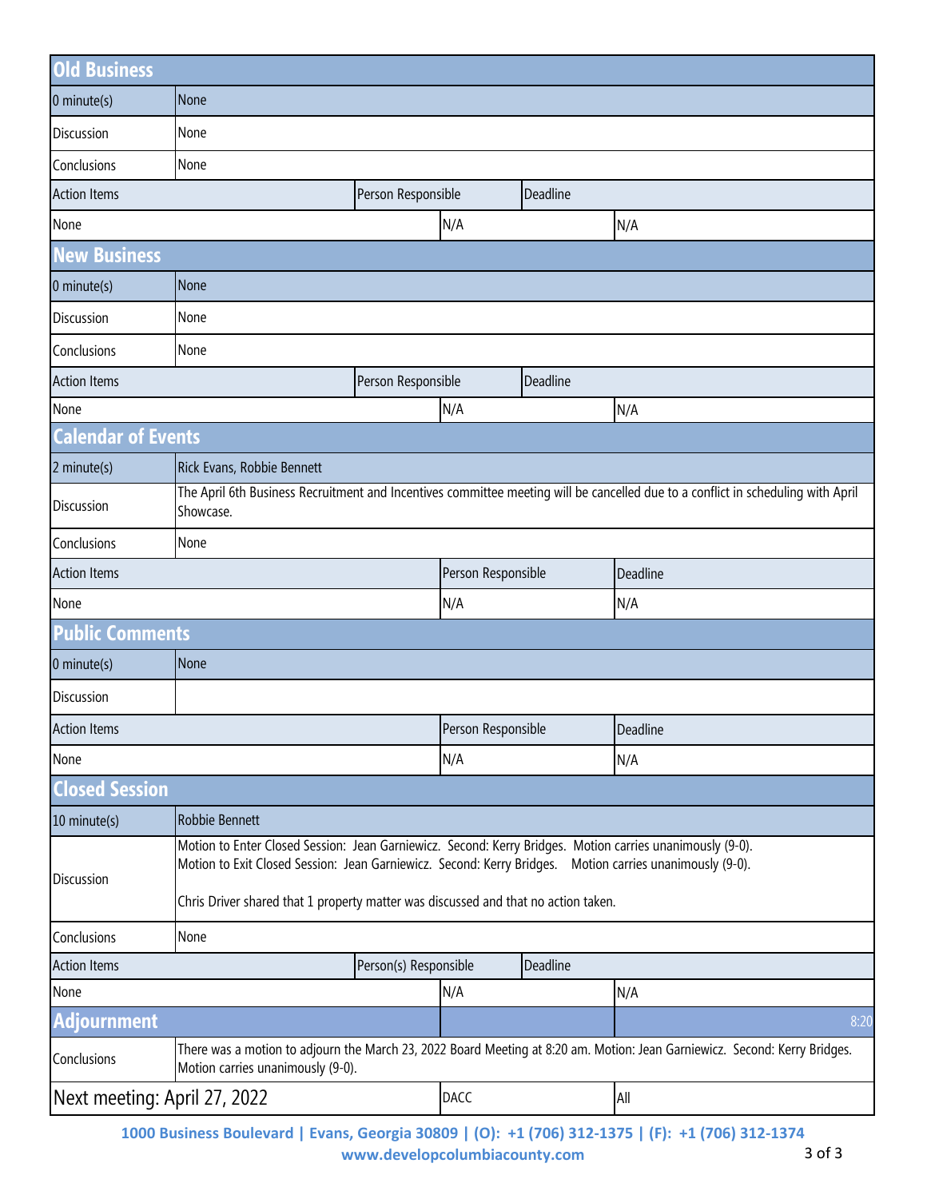## Old Business

| | | | |
|---|---|---|---|
| 0 minute(s) | None | | |
| Discussion | None | | |
| Conclusions | None | | |
| Action Items | | Person Responsible | Deadline |
| None | | N/A | N/A |

## New Business

| | | | |
|---|---|---|---|
| 0 minute(s) | None | | |
| Discussion | None | | |
| Conclusions | None | | |
| Action Items | | Person Responsible | Deadline |
| None | | N/A | N/A |

## Calendar of Events

| | | | |
|---|---|---|---|
| 2 minute(s) | Rick Evans, Robbie Bennett | | |
| Discussion | The April 6th Business Recruitment and Incentives committee meeting will be cancelled due to a conflict in scheduling with April Showcase. | | |
| Conclusions | None | | |
| Action Items | | Person Responsible | Deadline |
| None | | N/A | N/A |

## Public Comments

| | | | |
|---|---|---|---|
| 0 minute(s) | None | | |
| Discussion | | | |
| Action Items | | Person Responsible | Deadline |
| None | | N/A | N/A |

## Closed Session

| | | | |
|---|---|---|---|
| 10 minute(s) | Robbie Bennett | | |
| Discussion | Motion to Enter Closed Session: Jean Garniewicz. Second: Kerry Bridges. Motion carries unanimously (9-0).<br>Motion to Exit Closed Session: Jean Garniewicz. Second: Kerry Bridges. Motion carries unanimously (9-0).<br><br>Chris Driver shared that 1 property matter was discussed and that no action taken. | | |
| Conclusions | None | | |
| Action Items | | Person(s) Responsible | Deadline |
| None | | N/A | N/A |

## Adjournment

| | | | |
|---|---|---|---|
| | | | 8:20 |
| Conclusions | There was a motion to adjourn the March 23, 2022 Board Meeting at 8:20 am. Motion: Jean Garniewicz. Second: Kerry Bridges. Motion carries unanimously (9-0). | | |
| Next meeting: April 27, 2022 | | DACC | All |

**1000 Business Boulevard | Evans, Georgia 30809 | (O): +1 (706) 312-1375 | (F): +1 (706) 312-1374**
**www.developcolumbiacounty.com**